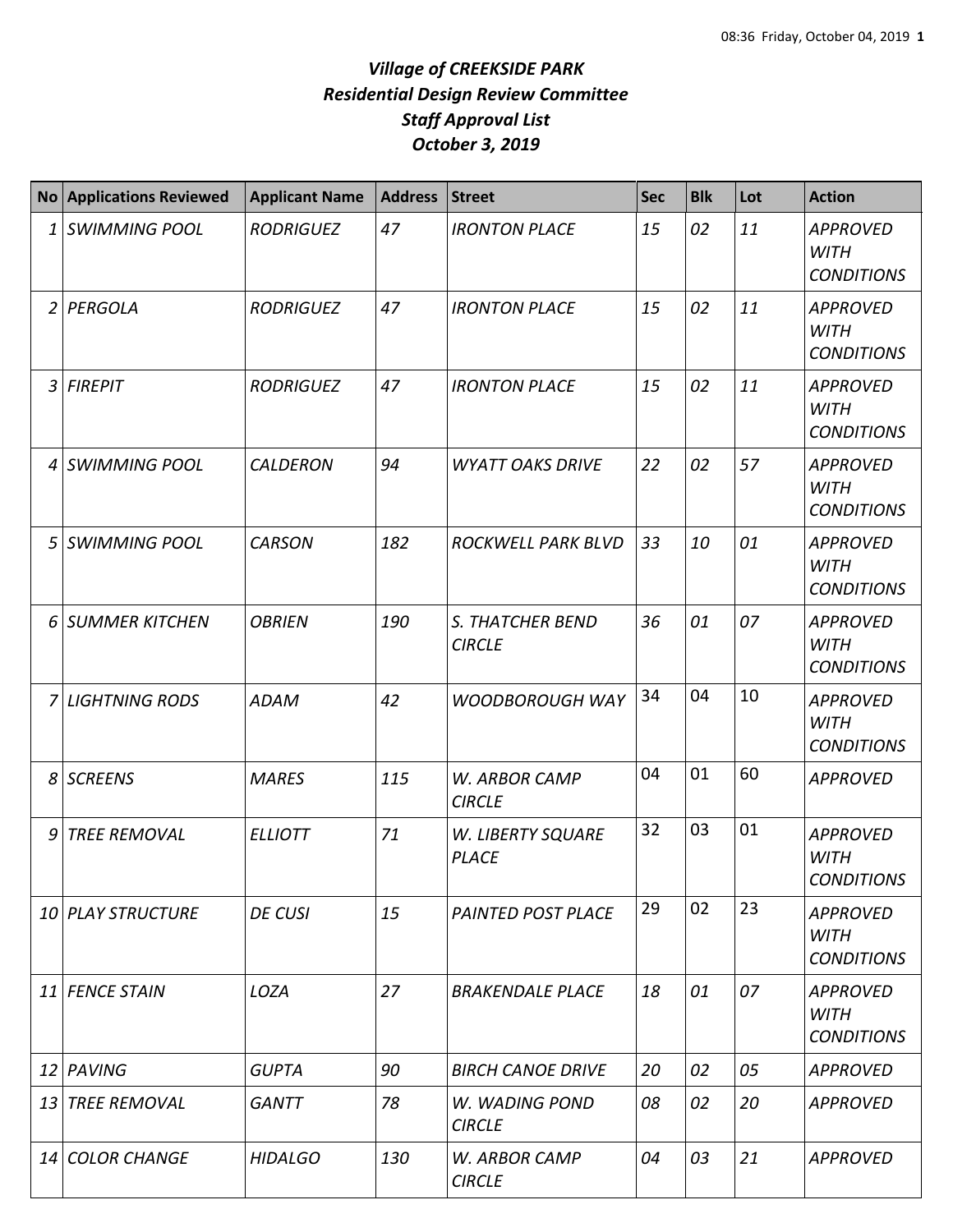# *Village of CREEKSIDE PARK*
# *Residential Design Review Committee*
# *Staff Approval List*
# *October 3, 2019*

| No | Applications Reviewed | Applicant Name | Address | Street | Sec | Blk | Lot | Action |
|---|---|---|---|---|---|---|---|---|
| 1 | SWIMMING POOL | RODRIGUEZ | 47 | IRONTON PLACE | 15 | 02 | 11 | APPROVED WITH CONDITIONS |
| 2 | PERGOLA | RODRIGUEZ | 47 | IRONTON PLACE | 15 | 02 | 11 | APPROVED WITH CONDITIONS |
| 3 | FIREPIT | RODRIGUEZ | 47 | IRONTON PLACE | 15 | 02 | 11 | APPROVED WITH CONDITIONS |
| 4 | SWIMMING POOL | CALDERON | 94 | WYATT OAKS DRIVE | 22 | 02 | 57 | APPROVED WITH CONDITIONS |
| 5 | SWIMMING POOL | CARSON | 182 | ROCKWELL PARK BLVD | 33 | 10 | 01 | APPROVED WITH CONDITIONS |
| 6 | SUMMER KITCHEN | OBRIEN | 190 | S. THATCHER BEND CIRCLE | 36 | 01 | 07 | APPROVED WITH CONDITIONS |
| 7 | LIGHTNING RODS | ADAM | 42 | WOODBOROUGH WAY | 34 | 04 | 10 | APPROVED WITH CONDITIONS |
| 8 | SCREENS | MARES | 115 | W. ARBOR CAMP CIRCLE | 04 | 01 | 60 | APPROVED |
| 9 | TREE REMOVAL | ELLIOTT | 71 | W. LIBERTY SQUARE PLACE | 32 | 03 | 01 | APPROVED WITH CONDITIONS |
| 10 | PLAY STRUCTURE | DE CUSI | 15 | PAINTED POST PLACE | 29 | 02 | 23 | APPROVED WITH CONDITIONS |
| 11 | FENCE STAIN | LOZA | 27 | BRAKENDALE PLACE | 18 | 01 | 07 | APPROVED WITH CONDITIONS |
| 12 | PAVING | GUPTA | 90 | BIRCH CANOE DRIVE | 20 | 02 | 05 | APPROVED |
| 13 | TREE REMOVAL | GANTT | 78 | W. WADING POND CIRCLE | 08 | 02 | 20 | APPROVED |
| 14 | COLOR CHANGE | HIDALGO | 130 | W. ARBOR CAMP CIRCLE | 04 | 03 | 21 | APPROVED |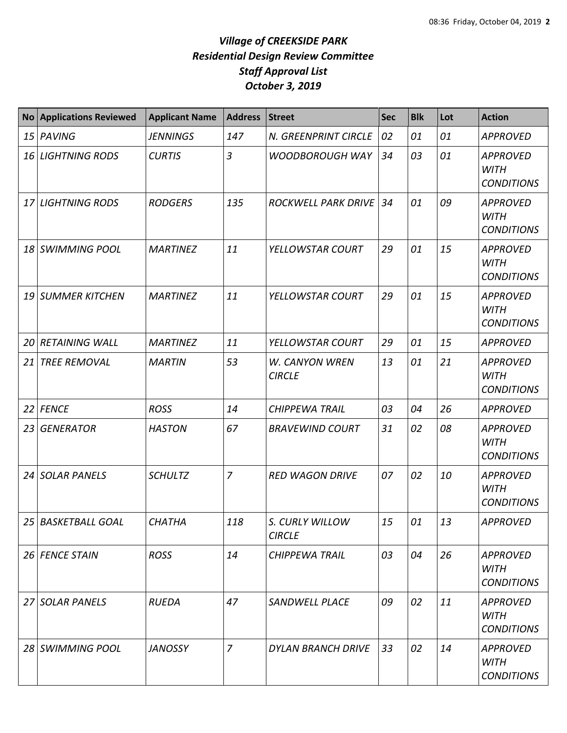# *Village of CREEKSIDE PARK*
# *Residential Design Review Committee*
# *Staff Approval List*
# *October 3, 2019*

| No | Applications Reviewed | Applicant Name | Address | Street | Sec | Blk | Lot | Action |
|---|---|---|---|---|---|---|---|---|
| 15 | PAVING | JENNINGS | 147 | N. GREENPRINT CIRCLE | 02 | 01 | 01 | APPROVED |
| 16 | LIGHTNING RODS | CURTIS | 3 | WOODBOROUGH WAY | 34 | 03 | 01 | APPROVED WITH CONDITIONS |
| 17 | LIGHTNING RODS | RODGERS | 135 | ROCKWELL PARK DRIVE | 34 | 01 | 09 | APPROVED WITH CONDITIONS |
| 18 | SWIMMING POOL | MARTINEZ | 11 | YELLOWSTAR COURT | 29 | 01 | 15 | APPROVED WITH CONDITIONS |
| 19 | SUMMER KITCHEN | MARTINEZ | 11 | YELLOWSTAR COURT | 29 | 01 | 15 | APPROVED WITH CONDITIONS |
| 20 | RETAINING WALL | MARTINEZ | 11 | YELLOWSTAR COURT | 29 | 01 | 15 | APPROVED |
| 21 | TREE REMOVAL | MARTIN | 53 | W. CANYON WREN CIRCLE | 13 | 01 | 21 | APPROVED WITH CONDITIONS |
| 22 | FENCE | ROSS | 14 | CHIPPEWA TRAIL | 03 | 04 | 26 | APPROVED |
| 23 | GENERATOR | HASTON | 67 | BRAVEWIND COURT | 31 | 02 | 08 | APPROVED WITH CONDITIONS |
| 24 | SOLAR PANELS | SCHULTZ | 7 | RED WAGON DRIVE | 07 | 02 | 10 | APPROVED WITH CONDITIONS |
| 25 | BASKETBALL GOAL | CHATHA | 118 | S. CURLY WILLOW CIRCLE | 15 | 01 | 13 | APPROVED |
| 26 | FENCE STAIN | ROSS | 14 | CHIPPEWA TRAIL | 03 | 04 | 26 | APPROVED WITH CONDITIONS |
| 27 | SOLAR PANELS | RUEDA | 47 | SANDWELL PLACE | 09 | 02 | 11 | APPROVED WITH CONDITIONS |
| 28 | SWIMMING POOL | JANOSSY | 7 | DYLAN BRANCH DRIVE | 33 | 02 | 14 | APPROVED WITH CONDITIONS |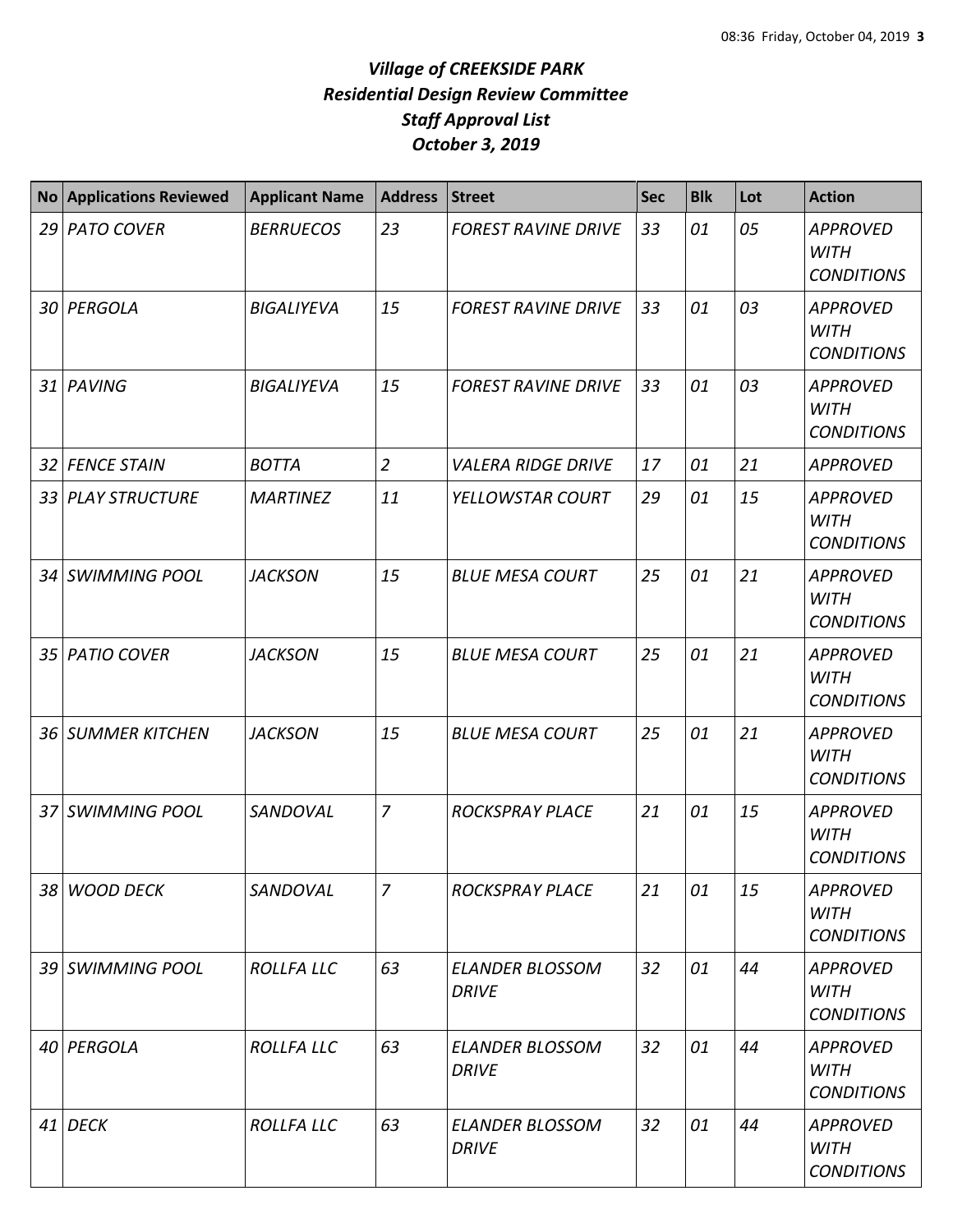# *Village of CREEKSIDE PARK*
## *Residential Design Review Committee*
## *Staff Approval List*
## *October 3, 2019*

| No | Applications Reviewed | Applicant Name | Address | Street | Sec | Blk | Lot | Action |
|---|---|---|---|---|---|---|---|---|
| *29* | *PATO COVER* | *BERRUECOS* | *23* | *FOREST RAVINE DRIVE* | *33* | *01* | *05* | *APPROVED WITH CONDITIONS* |
| *30* | *PERGOLA* | *BIGALIYEVA* | *15* | *FOREST RAVINE DRIVE* | *33* | *01* | *03* | *APPROVED WITH CONDITIONS* |
| *31* | *PAVING* | *BIGALIYEVA* | *15* | *FOREST RAVINE DRIVE* | *33* | *01* | *03* | *APPROVED WITH CONDITIONS* |
| *32* | *FENCE STAIN* | *BOTTA* | *2* | *VALERA RIDGE DRIVE* | *17* | *01* | *21* | *APPROVED* |
| *33* | *PLAY STRUCTURE* | *MARTINEZ* | *11* | *YELLOWSTAR COURT* | *29* | *01* | *15* | *APPROVED WITH CONDITIONS* |
| *34* | *SWIMMING POOL* | *JACKSON* | *15* | *BLUE MESA COURT* | *25* | *01* | *21* | *APPROVED WITH CONDITIONS* |
| *35* | *PATIO COVER* | *JACKSON* | *15* | *BLUE MESA COURT* | *25* | *01* | *21* | *APPROVED WITH CONDITIONS* |
| *36* | *SUMMER KITCHEN* | *JACKSON* | *15* | *BLUE MESA COURT* | *25* | *01* | *21* | *APPROVED WITH CONDITIONS* |
| *37* | *SWIMMING POOL* | *SANDOVAL* | *7* | *ROCKSPRAY PLACE* | *21* | *01* | *15* | *APPROVED WITH CONDITIONS* |
| *38* | *WOOD DECK* | *SANDOVAL* | *7* | *ROCKSPRAY PLACE* | *21* | *01* | *15* | *APPROVED WITH CONDITIONS* |
| *39* | *SWIMMING POOL* | *ROLLFA LLC* | *63* | *ELANDER BLOSSOM DRIVE* | *32* | *01* | *44* | *APPROVED WITH CONDITIONS* |
| *40* | *PERGOLA* | *ROLLFA LLC* | *63* | *ELANDER BLOSSOM DRIVE* | *32* | *01* | *44* | *APPROVED WITH CONDITIONS* |
| *41* | *DECK* | *ROLLFA LLC* | *63* | *ELANDER BLOSSOM DRIVE* | *32* | *01* | *44* | *APPROVED WITH CONDITIONS* |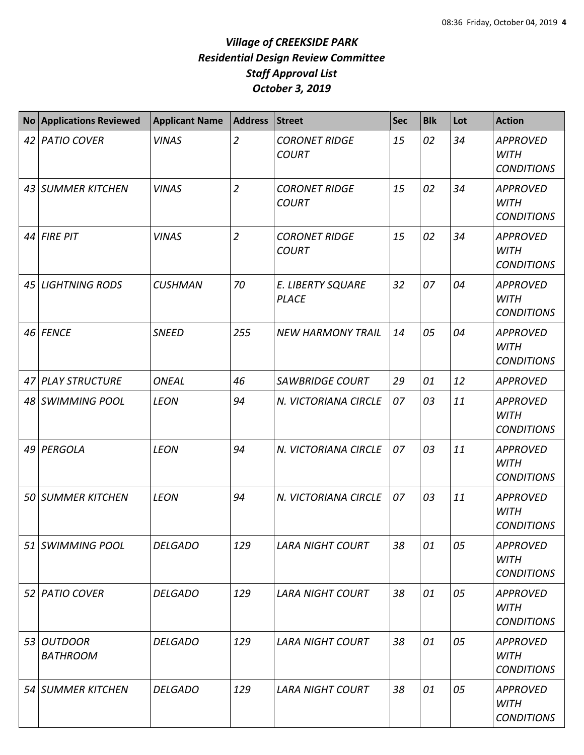# *Village of CREEKSIDE PARK*
# *Residential Design Review Committee*
# *Staff Approval List*
# *October 3, 2019*

| No | Applications Reviewed | Applicant Name | Address | Street | Sec | Blk | Lot | Action |
|---|---|---|---|---|---|---|---|---|
| 42 | PATIO COVER | VINAS | 2 | CORONET RIDGE COURT | 15 | 02 | 34 | APPROVED WITH CONDITIONS |
| 43 | SUMMER KITCHEN | VINAS | 2 | CORONET RIDGE COURT | 15 | 02 | 34 | APPROVED WITH CONDITIONS |
| 44 | FIRE PIT | VINAS | 2 | CORONET RIDGE COURT | 15 | 02 | 34 | APPROVED WITH CONDITIONS |
| 45 | LIGHTNING RODS | CUSHMAN | 70 | E. LIBERTY SQUARE PLACE | 32 | 07 | 04 | APPROVED WITH CONDITIONS |
| 46 | FENCE | SNEED | 255 | NEW HARMONY TRAIL | 14 | 05 | 04 | APPROVED WITH CONDITIONS |
| 47 | PLAY STRUCTURE | ONEAL | 46 | SAWBRIDGE COURT | 29 | 01 | 12 | APPROVED |
| 48 | SWIMMING POOL | LEON | 94 | N. VICTORIANA CIRCLE | 07 | 03 | 11 | APPROVED WITH CONDITIONS |
| 49 | PERGOLA | LEON | 94 | N. VICTORIANA CIRCLE | 07 | 03 | 11 | APPROVED WITH CONDITIONS |
| 50 | SUMMER KITCHEN | LEON | 94 | N. VICTORIANA CIRCLE | 07 | 03 | 11 | APPROVED WITH CONDITIONS |
| 51 | SWIMMING POOL | DELGADO | 129 | LARA NIGHT COURT | 38 | 01 | 05 | APPROVED WITH CONDITIONS |
| 52 | PATIO COVER | DELGADO | 129 | LARA NIGHT COURT | 38 | 01 | 05 | APPROVED WITH CONDITIONS |
| 53 | OUTDOOR BATHROOM | DELGADO | 129 | LARA NIGHT COURT | 38 | 01 | 05 | APPROVED WITH CONDITIONS |
| 54 | SUMMER KITCHEN | DELGADO | 129 | LARA NIGHT COURT | 38 | 01 | 05 | APPROVED WITH CONDITIONS |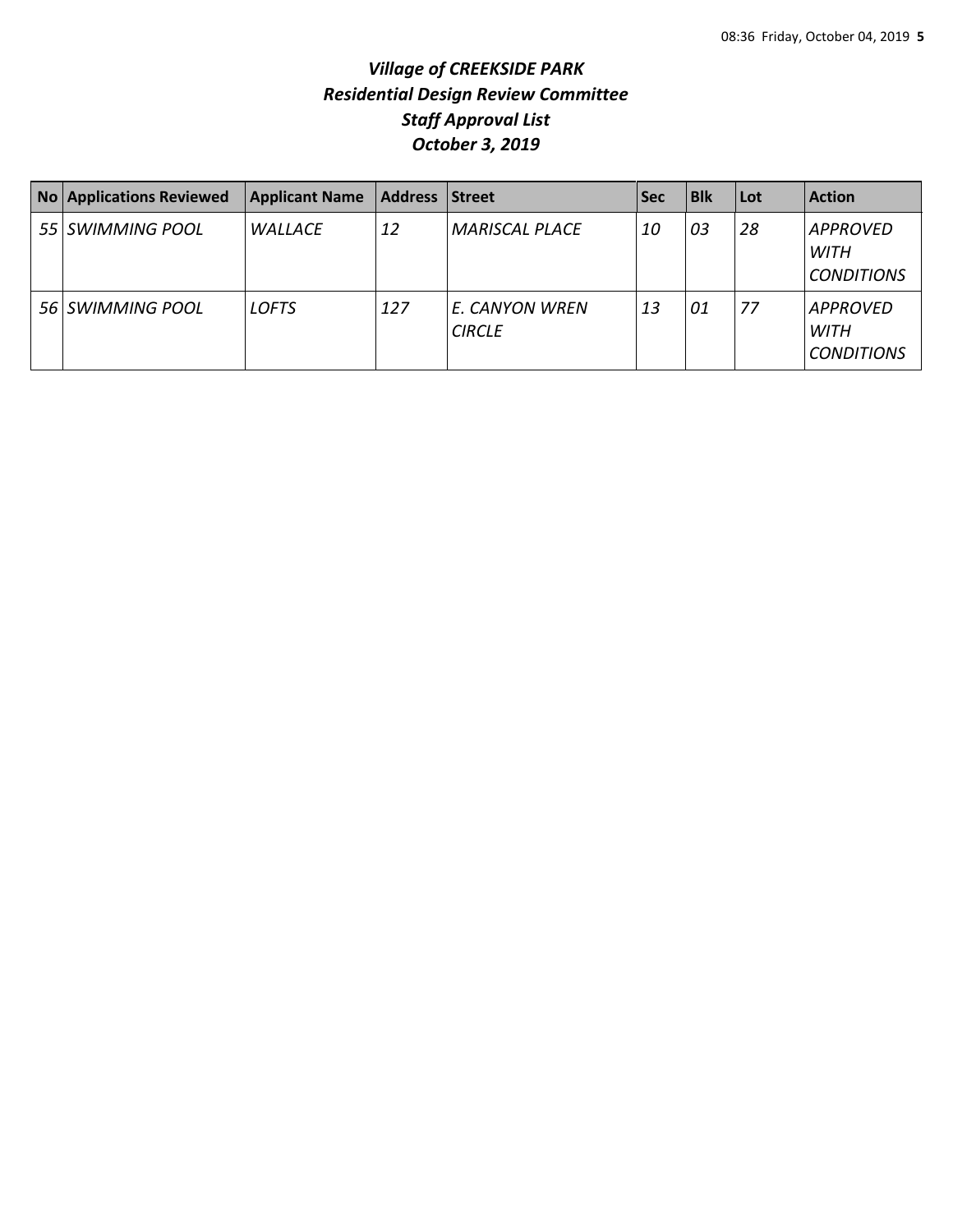# *Village of CREEKSIDE PARK*
## *Residential Design Review Committee*
## *Staff Approval List*
## *October 3, 2019*

| No | Applications Reviewed | Applicant Name | Address | Street | Sec | Blk | Lot | Action |
|---|---|---|---|---|---|---|---|---|
| *55* | *SWIMMING POOL* | *WALLACE* | *12* | *MARISCAL PLACE* | *10* | *03* | *28* | *APPROVED WITH CONDITIONS* |
| *56* | *SWIMMING POOL* | *LOFTS* | *127* | *E. CANYON WREN CIRCLE* | *13* | *01* | *77* | *APPROVED WITH CONDITIONS* |